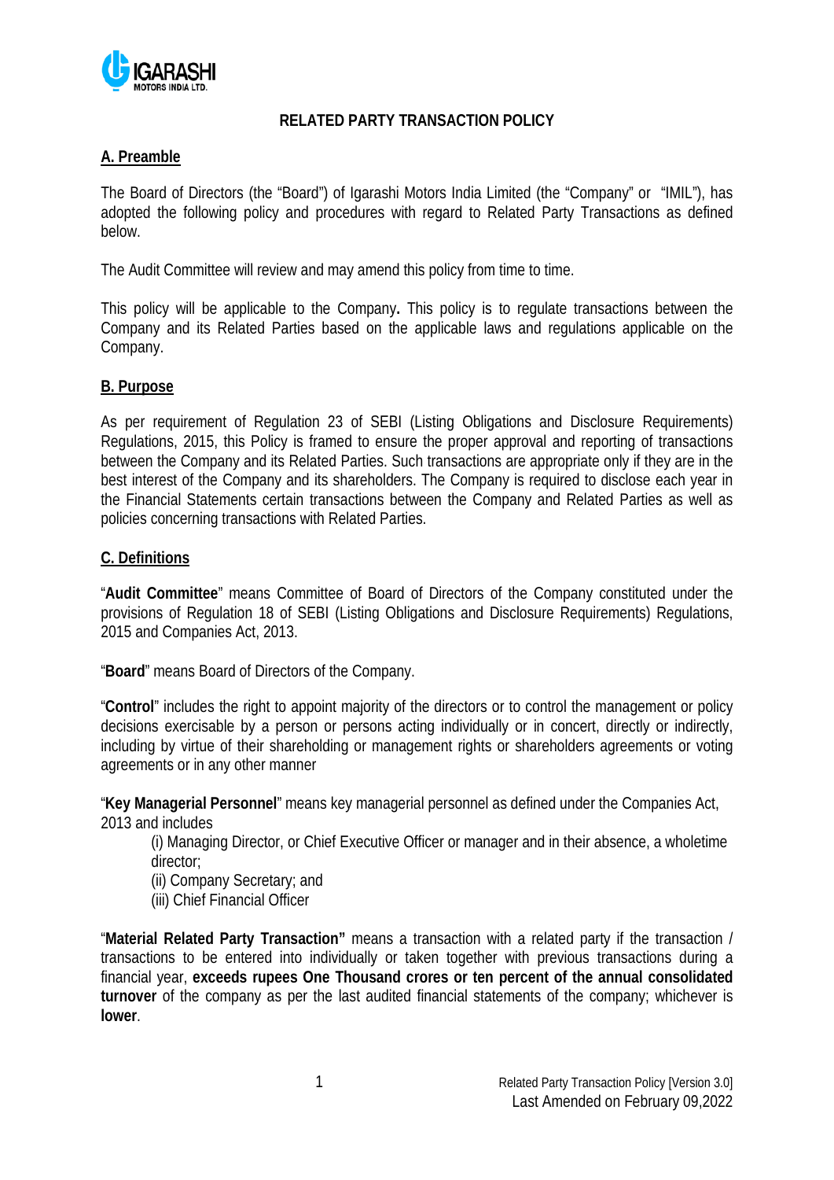# RELATED PARTY TRANSACTION POLICY

## A. Preamble

The Board of Directors (the "Board") of Igarashi Motors India Limited (the "Company" or "IMIL"), has adopted the following policy and procedures with regard to Related Party Transactions as defined below.

The Audit Committee will review and may amend this policy from time to time.

This policy will be applicable to the Company**.** This policy is to regulate transactions between the Company and its Related Parties based on the applicable laws and regulations applicable on the Company.

## B. Purpose

As per requirement of Regulation 23 of SEBI (Listing Obligations and Disclosure Requirements) Regulations, 2015, this Policy is framed to ensure the proper approval and reporting of transactions between the Company and its Related Parties. Such transactions are appropriate only if they are in the best interest of the Company and its shareholders. The Company is required to disclose each year in the Financial Statements certain transactions between the Company and Related Parties as well as policies concerning transactions with Related Parties.

## C. Definitions

"**Audit Committee**" means Committee of Board of Directors of the Company constituted under the provisions of Regulation 18 of SEBI (Listing Obligations and Disclosure Requirements) Regulations, 2015 and Companies Act, 2013.

"**Board**" means Board of Directors of the Company.

"**Control**" includes the right to appoint majority of the directors or to control the management or policy decisions exercisable by a person or persons acting individually or in concert, directly or indirectly, including by virtue of their shareholding or management rights or shareholders agreements or voting agreements or in any other manner

"**Key Managerial Personnel**" means key managerial personnel as defined under the Companies Act, 2013 and includes

(i) Managing Director, or Chief Executive Officer or manager and in their absence, a wholetime director;
(ii) Company Secretary; and
(iii) Chief Financial Officer

"**Material Related Party Transaction"** means a transaction with a related party if the transaction / transactions to be entered into individually or taken together with previous transactions during a financial year, **exceeds rupees One Thousand crores or ten percent of the annual consolidated turnover** of the company as per the last audited financial statements of the company; whichever is **lower**.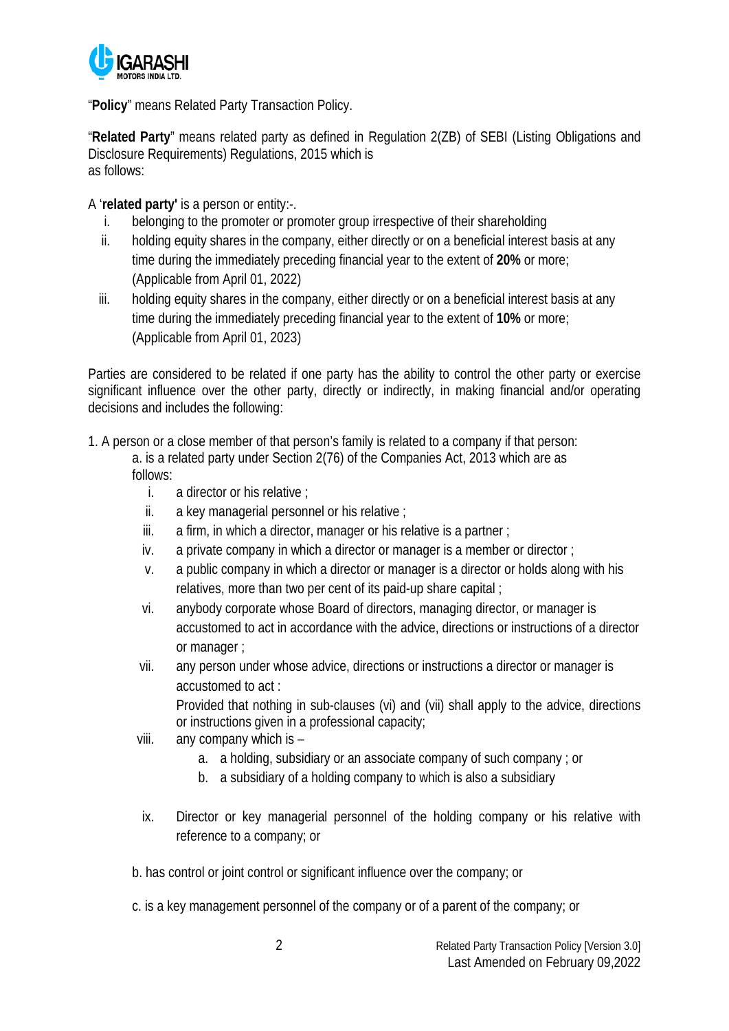"**Policy**" means Related Party Transaction Policy.

"**Related Party**" means related party as defined in Regulation 2(ZB) of SEBI (Listing Obligations and Disclosure Requirements) Regulations, 2015 which is as follows:

A '**related party'** is a person or entity:-.

i. belonging to the promoter or promoter group irrespective of their shareholding
ii. holding equity shares in the company, either directly or on a beneficial interest basis at any time during the immediately preceding financial year to the extent of **20%** or more; (Applicable from April 01, 2022)
iii. holding equity shares in the company, either directly or on a beneficial interest basis at any time during the immediately preceding financial year to the extent of **10%** or more; (Applicable from April 01, 2023)

Parties are considered to be related if one party has the ability to control the other party or exercise significant influence over the other party, directly or indirectly, in making financial and/or operating decisions and includes the following:

1. A person or a close member of that person's family is related to a company if that person:
   a. is a related party under Section 2(76) of the Companies Act, 2013 which are as follows:
      i. a director or his relative ;
      ii. a key managerial personnel or his relative ;
      iii. a firm, in which a director, manager or his relative is a partner ;
      iv. a private company in which a director or manager is a member or director ;
      v. a public company in which a director or manager is a director or holds along with his relatives, more than two per cent of its paid-up share capital ;
      vi. anybody corporate whose Board of directors, managing director, or manager is accustomed to act in accordance with the advice, directions or instructions of a director or manager ;
      vii. any person under whose advice, directions or instructions a director or manager is accustomed to act :
         Provided that nothing in sub-clauses (vi) and (vii) shall apply to the advice, directions or instructions given in a professional capacity;
      viii. any company which is –
         a. a holding, subsidiary or an associate company of such company ; or
         b. a subsidiary of a holding company to which is also a subsidiary
      ix. Director or key managerial personnel of the holding company or his relative with reference to a company; or

   b. has control or joint control or significant influence over the company; or

   c. is a key management personnel of the company or of a parent of the company; or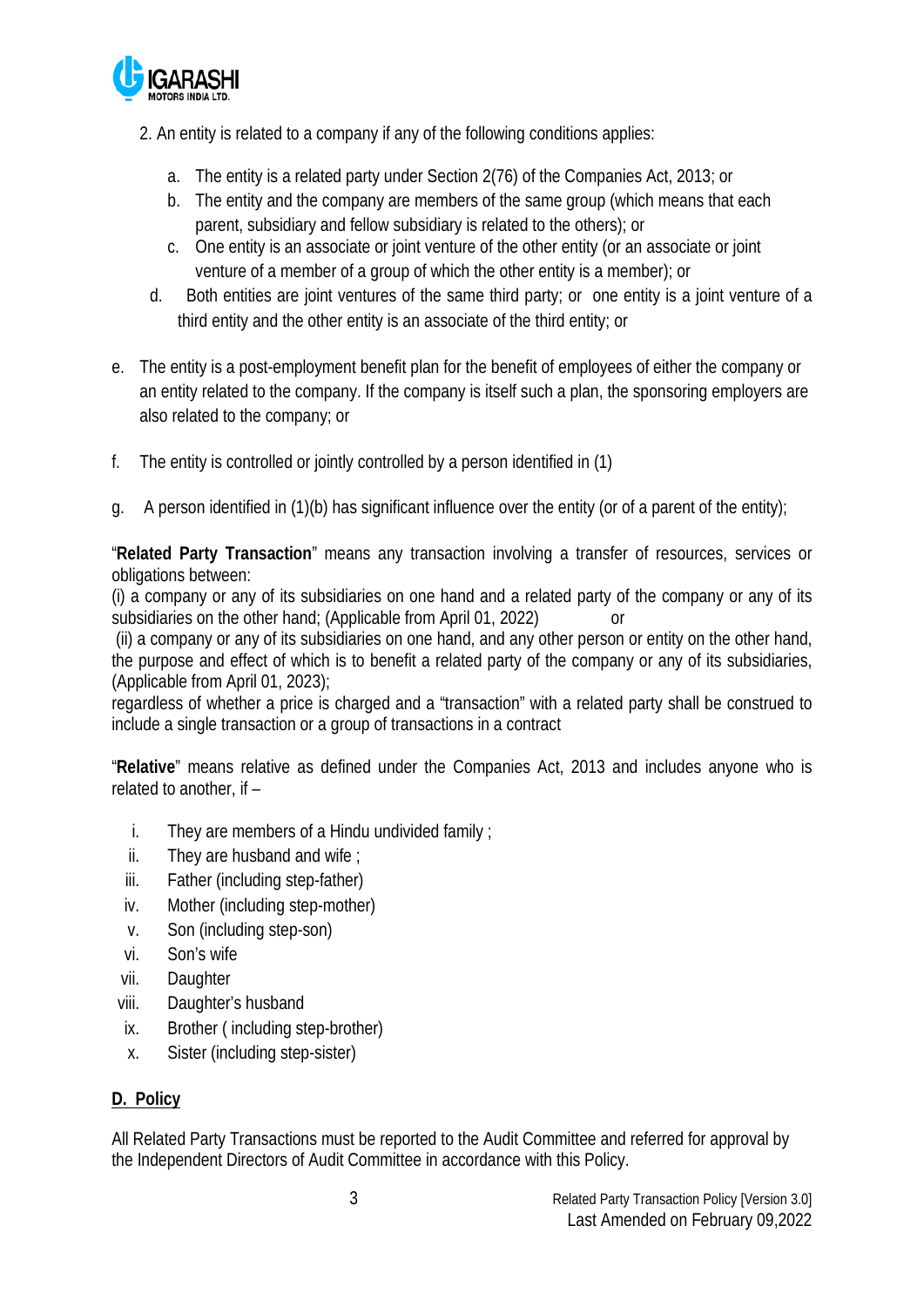2. An entity is related to a company if any of the following conditions applies:

a. The entity is a related party under Section 2(76) of the Companies Act, 2013; or
b. The entity and the company are members of the same group (which means that each parent, subsidiary and fellow subsidiary is related to the others); or
c. One entity is an associate or joint venture of the other entity (or an associate or joint venture of a member of a group of which the other entity is a member); or
d. Both entities are joint ventures of the same third party; or one entity is a joint venture of a third entity and the other entity is an associate of the third entity; or

e. The entity is a post-employment benefit plan for the benefit of employees of either the company or an entity related to the company. If the company is itself such a plan, the sponsoring employers are also related to the company; or

f. The entity is controlled or jointly controlled by a person identified in (1)

g. A person identified in (1)(b) has significant influence over the entity (or of a parent of the entity);

"**Related Party Transaction**" means any transaction involving a transfer of resources, services or obligations between:
(i) a company or any of its subsidiaries on one hand and a related party of the company or any of its subsidiaries on the other hand; (Applicable from April 01, 2022) or
(ii) a company or any of its subsidiaries on one hand, and any other person or entity on the other hand, the purpose and effect of which is to benefit a related party of the company or any of its subsidiaries, (Applicable from April 01, 2023);
regardless of whether a price is charged and a "transaction" with a related party shall be construed to include a single transaction or a group of transactions in a contract

"**Relative**" means relative as defined under the Companies Act, 2013 and includes anyone who is related to another, if –

i. They are members of a Hindu undivided family ;
ii. They are husband and wife ;
iii. Father (including step-father)
iv. Mother (including step-mother)
v. Son (including step-son)
vi. Son's wife
vii. Daughter
viii. Daughter's husband
ix. Brother ( including step-brother)
x. Sister (including step-sister)

## D. Policy

All Related Party Transactions must be reported to the Audit Committee and referred for approval by the Independent Directors of Audit Committee in accordance with this Policy.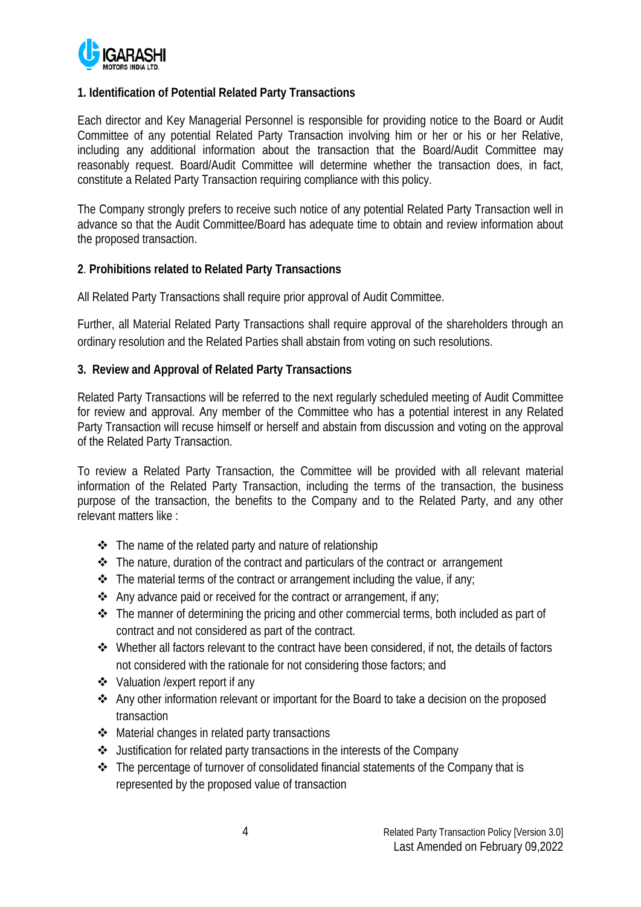### 1. Identification of Potential Related Party Transactions

Each director and Key Managerial Personnel is responsible for providing notice to the Board or Audit Committee of any potential Related Party Transaction involving him or her or his or her Relative, including any additional information about the transaction that the Board/Audit Committee may reasonably request. Board/Audit Committee will determine whether the transaction does, in fact, constitute a Related Party Transaction requiring compliance with this policy.

The Company strongly prefers to receive such notice of any potential Related Party Transaction well in advance so that the Audit Committee/Board has adequate time to obtain and review information about the proposed transaction.

### 2. Prohibitions related to Related Party Transactions

All Related Party Transactions shall require prior approval of Audit Committee.

Further, all Material Related Party Transactions shall require approval of the shareholders through an ordinary resolution and the Related Parties shall abstain from voting on such resolutions.

### 3. Review and Approval of Related Party Transactions

Related Party Transactions will be referred to the next regularly scheduled meeting of Audit Committee for review and approval. Any member of the Committee who has a potential interest in any Related Party Transaction will recuse himself or herself and abstain from discussion and voting on the approval of the Related Party Transaction.

To review a Related Party Transaction, the Committee will be provided with all relevant material information of the Related Party Transaction, including the terms of the transaction, the business purpose of the transaction, the benefits to the Company and to the Related Party, and any other relevant matters like :

- The name of the related party and nature of relationship
- The nature, duration of the contract and particulars of the contract or arrangement
- The material terms of the contract or arrangement including the value, if any;
- Any advance paid or received for the contract or arrangement, if any;
- The manner of determining the pricing and other commercial terms, both included as part of contract and not considered as part of the contract.
- Whether all factors relevant to the contract have been considered, if not, the details of factors not considered with the rationale for not considering those factors; and
- Valuation /expert report if any
- Any other information relevant or important for the Board to take a decision on the proposed transaction
- Material changes in related party transactions
- Justification for related party transactions in the interests of the Company
- The percentage of turnover of consolidated financial statements of the Company that is represented by the proposed value of transaction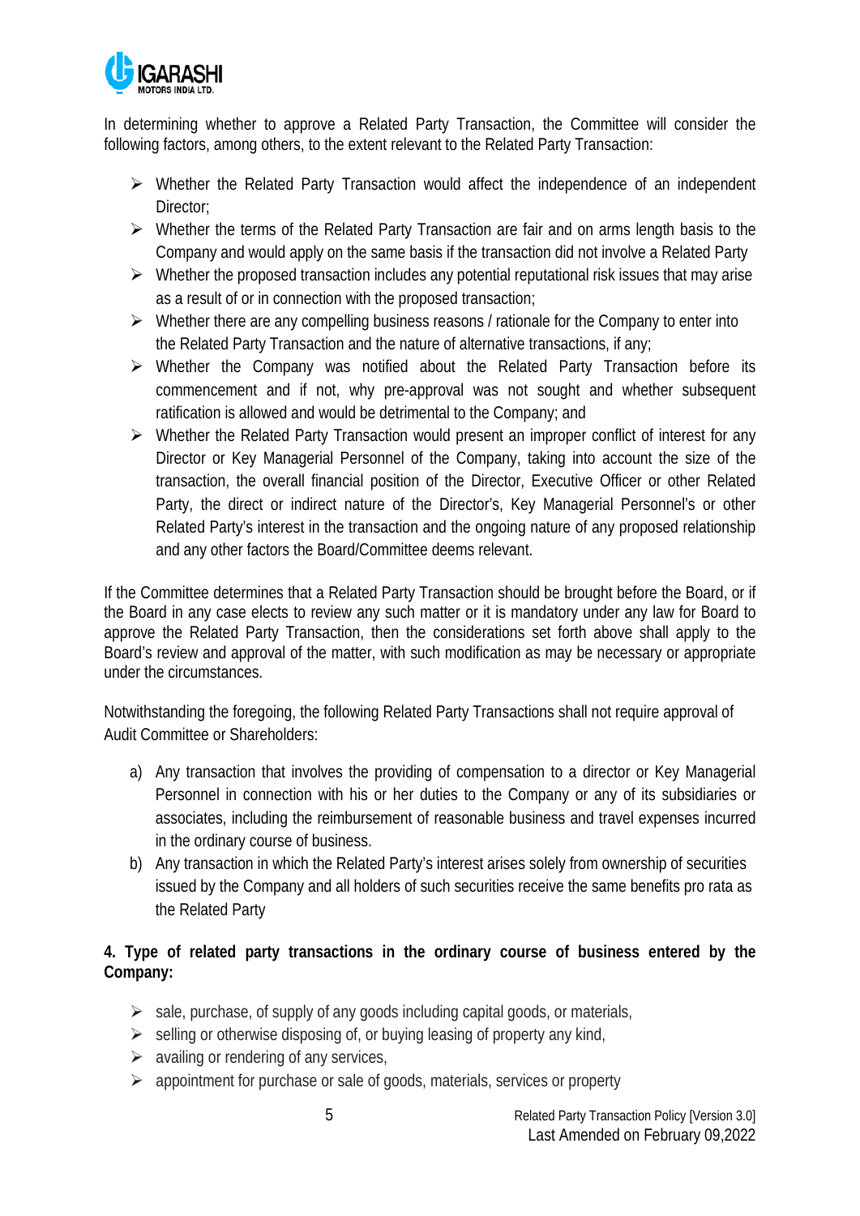In determining whether to approve a Related Party Transaction, the Committee will consider the following factors, among others, to the extent relevant to the Related Party Transaction:

- Whether the Related Party Transaction would affect the independence of an independent Director;
- Whether the terms of the Related Party Transaction are fair and on arms length basis to the Company and would apply on the same basis if the transaction did not involve a Related Party
- Whether the proposed transaction includes any potential reputational risk issues that may arise as a result of or in connection with the proposed transaction;
- Whether there are any compelling business reasons / rationale for the Company to enter into the Related Party Transaction and the nature of alternative transactions, if any;
- Whether the Company was notified about the Related Party Transaction before its commencement and if not, why pre-approval was not sought and whether subsequent ratification is allowed and would be detrimental to the Company; and
- Whether the Related Party Transaction would present an improper conflict of interest for any Director or Key Managerial Personnel of the Company, taking into account the size of the transaction, the overall financial position of the Director, Executive Officer or other Related Party, the direct or indirect nature of the Director's, Key Managerial Personnel's or other Related Party's interest in the transaction and the ongoing nature of any proposed relationship and any other factors the Board/Committee deems relevant.

If the Committee determines that a Related Party Transaction should be brought before the Board, or if the Board in any case elects to review any such matter or it is mandatory under any law for Board to approve the Related Party Transaction, then the considerations set forth above shall apply to the Board's review and approval of the matter, with such modification as may be necessary or appropriate under the circumstances.

Notwithstanding the foregoing, the following Related Party Transactions shall not require approval of Audit Committee or Shareholders:

a) Any transaction that involves the providing of compensation to a director or Key Managerial Personnel in connection with his or her duties to the Company or any of its subsidiaries or associates, including the reimbursement of reasonable business and travel expenses incurred in the ordinary course of business.
b) Any transaction in which the Related Party's interest arises solely from ownership of securities issued by the Company and all holders of such securities receive the same benefits pro rata as the Related Party

**4. Type of related party transactions in the ordinary course of business entered by the Company:**

- sale, purchase, of supply of any goods including capital goods, or materials,
- selling or otherwise disposing of, or buying leasing of property any kind,
- availing or rendering of any services,
- appointment for purchase or sale of goods, materials, services or property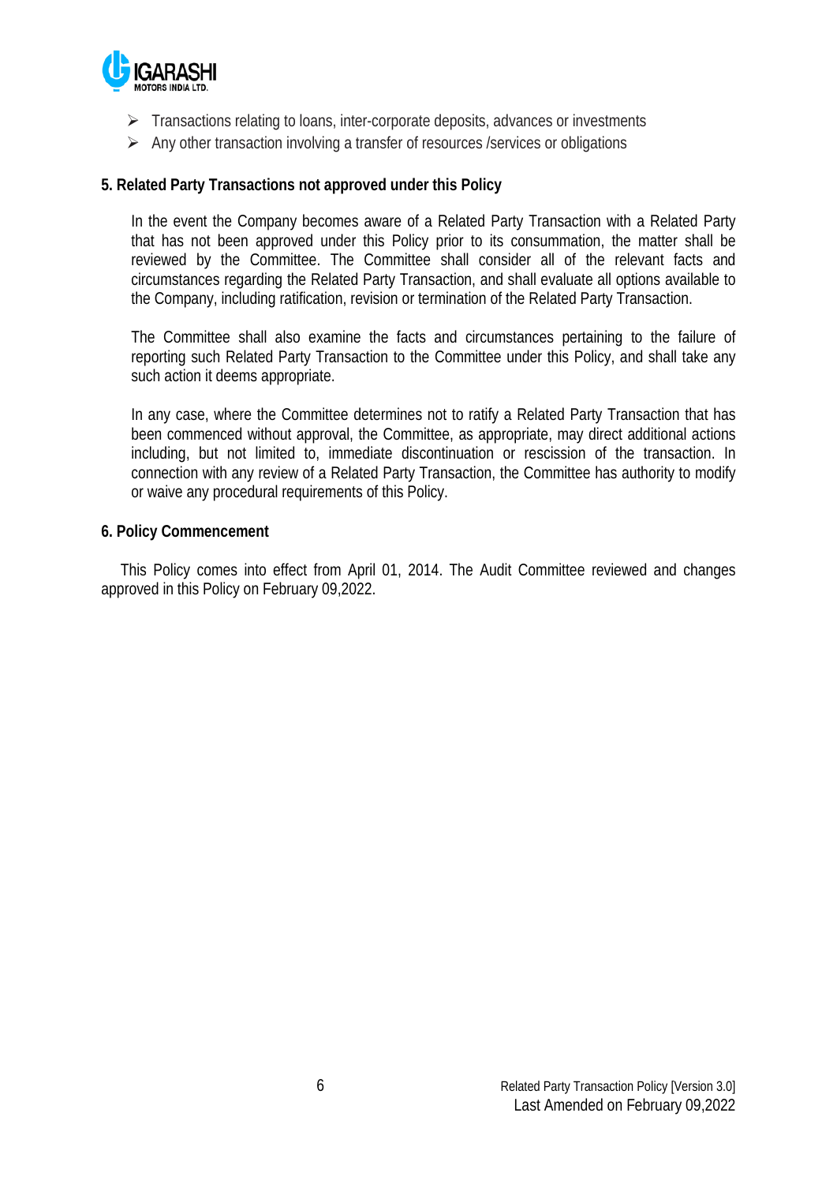- Transactions relating to loans, inter-corporate deposits, advances or investments
- Any other transaction involving a transfer of resources /services or obligations

**5. Related Party Transactions not approved under this Policy**

In the event the Company becomes aware of a Related Party Transaction with a Related Party that has not been approved under this Policy prior to its consummation, the matter shall be reviewed by the Committee. The Committee shall consider all of the relevant facts and circumstances regarding the Related Party Transaction, and shall evaluate all options available to the Company, including ratification, revision or termination of the Related Party Transaction.

The Committee shall also examine the facts and circumstances pertaining to the failure of reporting such Related Party Transaction to the Committee under this Policy, and shall take any such action it deems appropriate.

In any case, where the Committee determines not to ratify a Related Party Transaction that has been commenced without approval, the Committee, as appropriate, may direct additional actions including, but not limited to, immediate discontinuation or rescission of the transaction. In connection with any review of a Related Party Transaction, the Committee has authority to modify or waive any procedural requirements of this Policy.

**6. Policy Commencement**

This Policy comes into effect from April 01, 2014. The Audit Committee reviewed and changes approved in this Policy on February 09,2022.